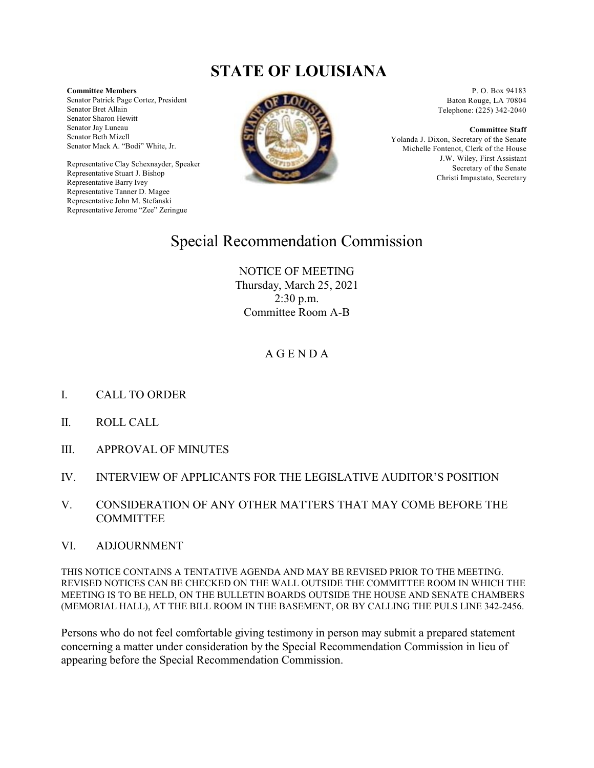# STATE OF LOUISIANA

**Committee Members**
Senator Patrick Page Cortez, President
Senator Bret Allain
Senator Sharon Hewitt
Senator Jay Luneau
Senator Beth Mizell
Senator Mack A. "Bodi" White, Jr.

Representative Clay Schexnayder, Speaker
Representative Stuart J. Bishop
Representative Barry Ivey
Representative Tanner D. Magee
Representative John M. Stefanski
Representative Jerome "Zee" Zeringue

P. O. Box 94183
Baton Rouge, LA 70804
Telephone: (225) 342-2040

**Committee Staff**
Yolanda J. Dixon, Secretary of the Senate
Michelle Fontenot, Clerk of the House
J.W. Wiley, First Assistant Secretary of the Senate
Christi Impastato, Secretary

## Special Recommendation Commission

NOTICE OF MEETING
Thursday, March 25, 2021
2:30 p.m.
Committee Room A-B

### A G E N D A

I. CALL TO ORDER

II. ROLL CALL

III. APPROVAL OF MINUTES

IV. INTERVIEW OF APPLICANTS FOR THE LEGISLATIVE AUDITOR'S POSITION

V. CONSIDERATION OF ANY OTHER MATTERS THAT MAY COME BEFORE THE COMMITTEE

VI. ADJOURNMENT

THIS NOTICE CONTAINS A TENTATIVE AGENDA AND MAY BE REVISED PRIOR TO THE MEETING. REVISED NOTICES CAN BE CHECKED ON THE WALL OUTSIDE THE COMMITTEE ROOM IN WHICH THE MEETING IS TO BE HELD, ON THE BULLETIN BOARDS OUTSIDE THE HOUSE AND SENATE CHAMBERS (MEMORIAL HALL), AT THE BILL ROOM IN THE BASEMENT, OR BY CALLING THE PULS LINE 342-2456.

Persons who do not feel comfortable giving testimony in person may submit a prepared statement concerning a matter under consideration by the Special Recommendation Commission in lieu of appearing before the Special Recommendation Commission.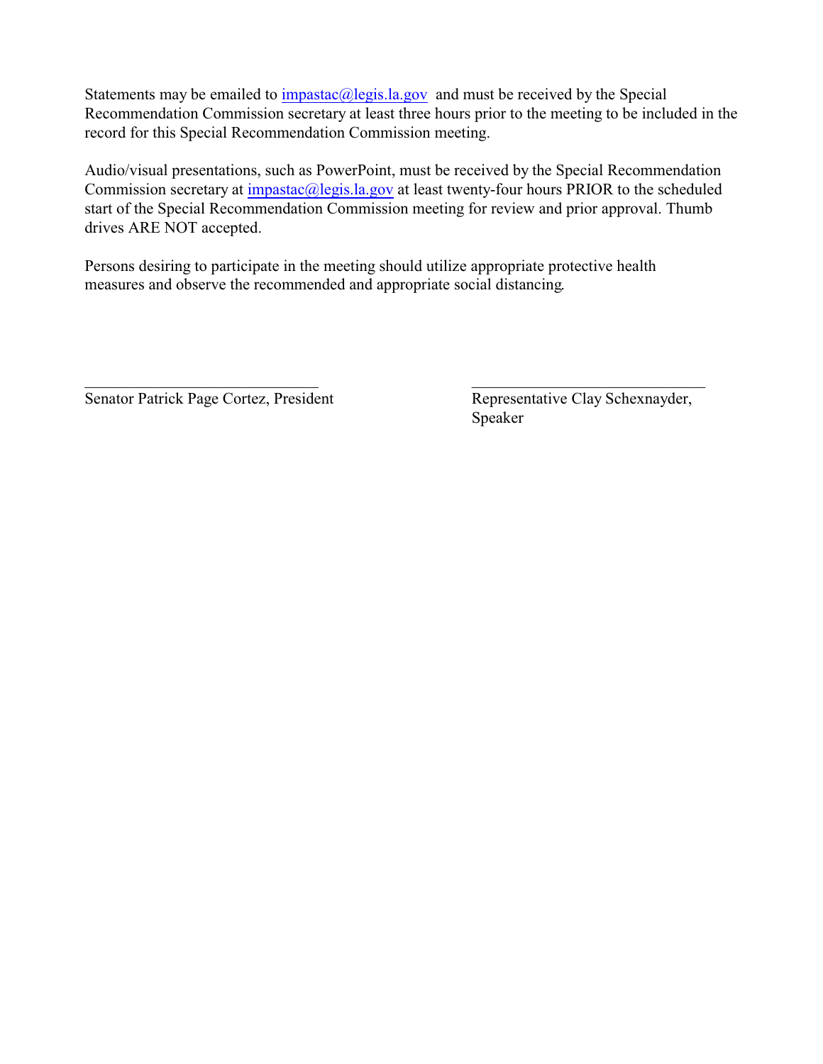Statements may be emailed to impastac@legis.la.gov and must be received by the Special Recommendation Commission secretary at least three hours prior to the meeting to be included in the record for this Special Recommendation Commission meeting.

Audio/visual presentations, such as PowerPoint, must be received by the Special Recommendation Commission secretary at impastac@legis.la.gov at least twenty-four hours PRIOR to the scheduled start of the Special Recommendation Commission meeting for review and prior approval. Thumb drives ARE NOT accepted.

Persons desiring to participate in the meeting should utilize appropriate protective health measures and observe the recommended and appropriate social distancing.

\_\_\_\_\_\_\_\_\_\_\_\_\_\_\_\_\_\_\_\_\_\_\_\_\_\_\_\_\_\_
Senator Patrick Page Cortez, President

\_\_\_\_\_\_\_\_\_\_\_\_\_\_\_\_\_\_\_\_\_\_\_\_\_\_\_\_\_\_
Representative Clay Schexnayder, Speaker